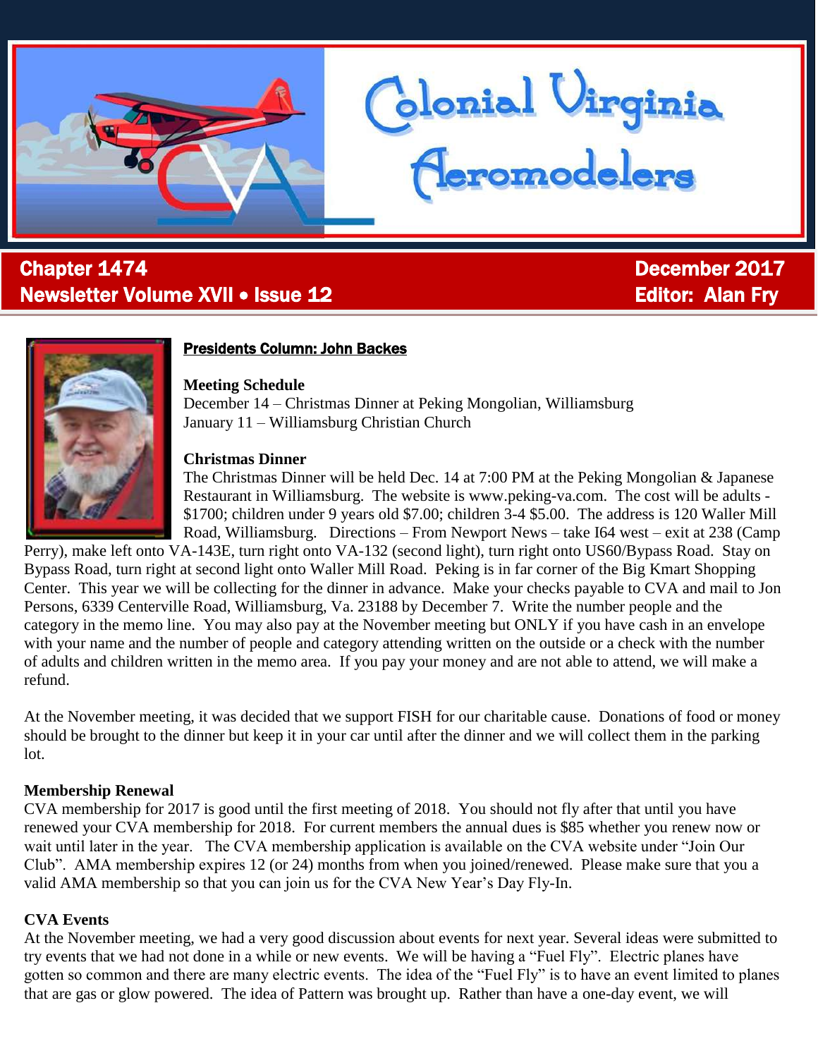# Colonial Virginia Aeromodelers

**Chapter 1474**
**Newsletter Volume XVII • Issue 12**

**December 2017**
**Editor: Alan Fry**

## Presidents Column: John Backes

**Meeting Schedule**
December 14 – Christmas Dinner at Peking Mongolian, Williamsburg
January 11 – Williamsburg Christian Church

**Christmas Dinner**
The Christmas Dinner will be held Dec. 14 at 7:00 PM at the Peking Mongolian & Japanese Restaurant in Williamsburg. The website is www.peking-va.com. The cost will be adults - $1700; children under 9 years old $7.00; children 3-4 $5.00. The address is 120 Waller Mill Road, Williamsburg. Directions – From Newport News – take I64 west – exit at 238 (Camp Perry), make left onto VA-143E, turn right onto VA-132 (second light), turn right onto US60/Bypass Road. Stay on Bypass Road, turn right at second light onto Waller Mill Road. Peking is in far corner of the Big Kmart Shopping Center. This year we will be collecting for the dinner in advance. Make your checks payable to CVA and mail to Jon Persons, 6339 Centerville Road, Williamsburg, Va. 23188 by December 7. Write the number people and the category in the memo line. You may also pay at the November meeting but ONLY if you have cash in an envelope with your name and the number of people and category attending written on the outside or a check with the number of adults and children written in the memo area. If you pay your money and are not able to attend, we will make a refund.

At the November meeting, it was decided that we support FISH for our charitable cause. Donations of food or money should be brought to the dinner but keep it in your car until after the dinner and we will collect them in the parking lot.

**Membership Renewal**
CVA membership for 2017 is good until the first meeting of 2018. You should not fly after that until you have renewed your CVA membership for 2018. For current members the annual dues is $85 whether you renew now or wait until later in the year. The CVA membership application is available on the CVA website under "Join Our Club". AMA membership expires 12 (or 24) months from when you joined/renewed. Please make sure that you a valid AMA membership so that you can join us for the CVA New Year's Day Fly-In.

**CVA Events**
At the November meeting, we had a very good discussion about events for next year. Several ideas were submitted to try events that we had not done in a while or new events. We will be having a "Fuel Fly". Electric planes have gotten so common and there are many electric events. The idea of the "Fuel Fly" is to have an event limited to planes that are gas or glow powered. The idea of Pattern was brought up. Rather than have a one-day event, we will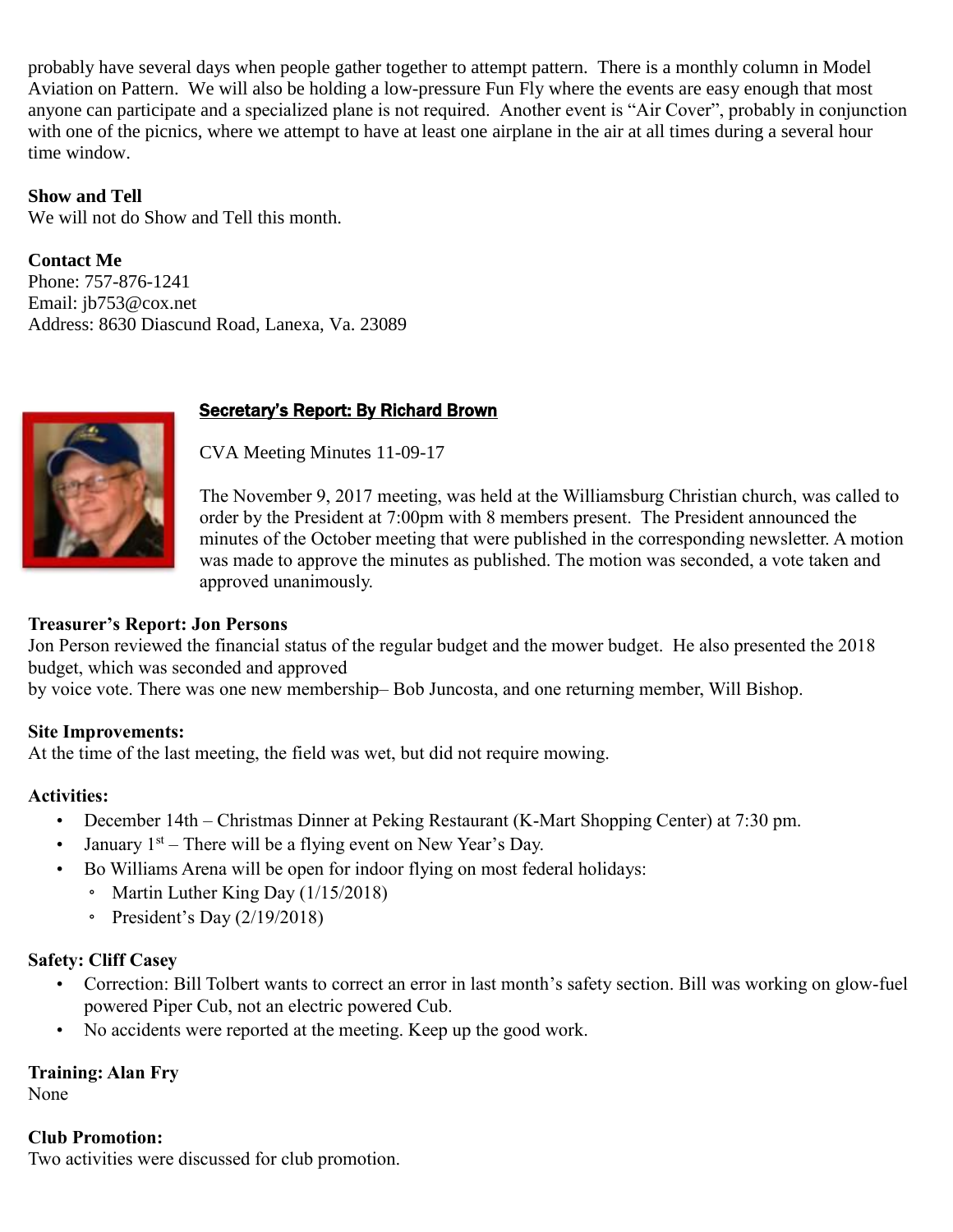probably have several days when people gather together to attempt pattern. There is a monthly column in Model Aviation on Pattern. We will also be holding a low-pressure Fun Fly where the events are easy enough that most anyone can participate and a specialized plane is not required. Another event is "Air Cover", probably in conjunction with one of the picnics, where we attempt to have at least one airplane in the air at all times during a several hour time window.

**Show and Tell**

We will not do Show and Tell this month.

**Contact Me**

Phone: 757-876-1241
Email: jb753@cox.net
Address: 8630 Diascund Road, Lanexa, Va. 23089

## Secretary's Report: By Richard Brown

CVA Meeting Minutes 11-09-17

The November 9, 2017 meeting, was held at the Williamsburg Christian church, was called to order by the President at 7:00pm with 8 members present. The President announced the minutes of the October meeting that were published in the corresponding newsletter. A motion was made to approve the minutes as published. The motion was seconded, a vote taken and approved unanimously.

**Treasurer's Report: Jon Persons**

Jon Person reviewed the financial status of the regular budget and the mower budget. He also presented the 2018 budget, which was seconded and approved by voice vote. There was one new membership– Bob Juncosta, and one returning member, Will Bishop.

**Site Improvements:**

At the time of the last meeting, the field was wet, but did not require mowing.

**Activities:**

- December 14th – Christmas Dinner at Peking Restaurant (K-Mart Shopping Center) at 7:30 pm.
- January 1st – There will be a flying event on New Year's Day.
- Bo Williams Arena will be open for indoor flying on most federal holidays:
  - Martin Luther King Day (1/15/2018)
  - President's Day (2/19/2018)

**Safety: Cliff Casey**

- Correction: Bill Tolbert wants to correct an error in last month's safety section. Bill was working on glow-fuel powered Piper Cub, not an electric powered Cub.
- No accidents were reported at the meeting. Keep up the good work.

**Training: Alan Fry**

None

**Club Promotion:**

Two activities were discussed for club promotion.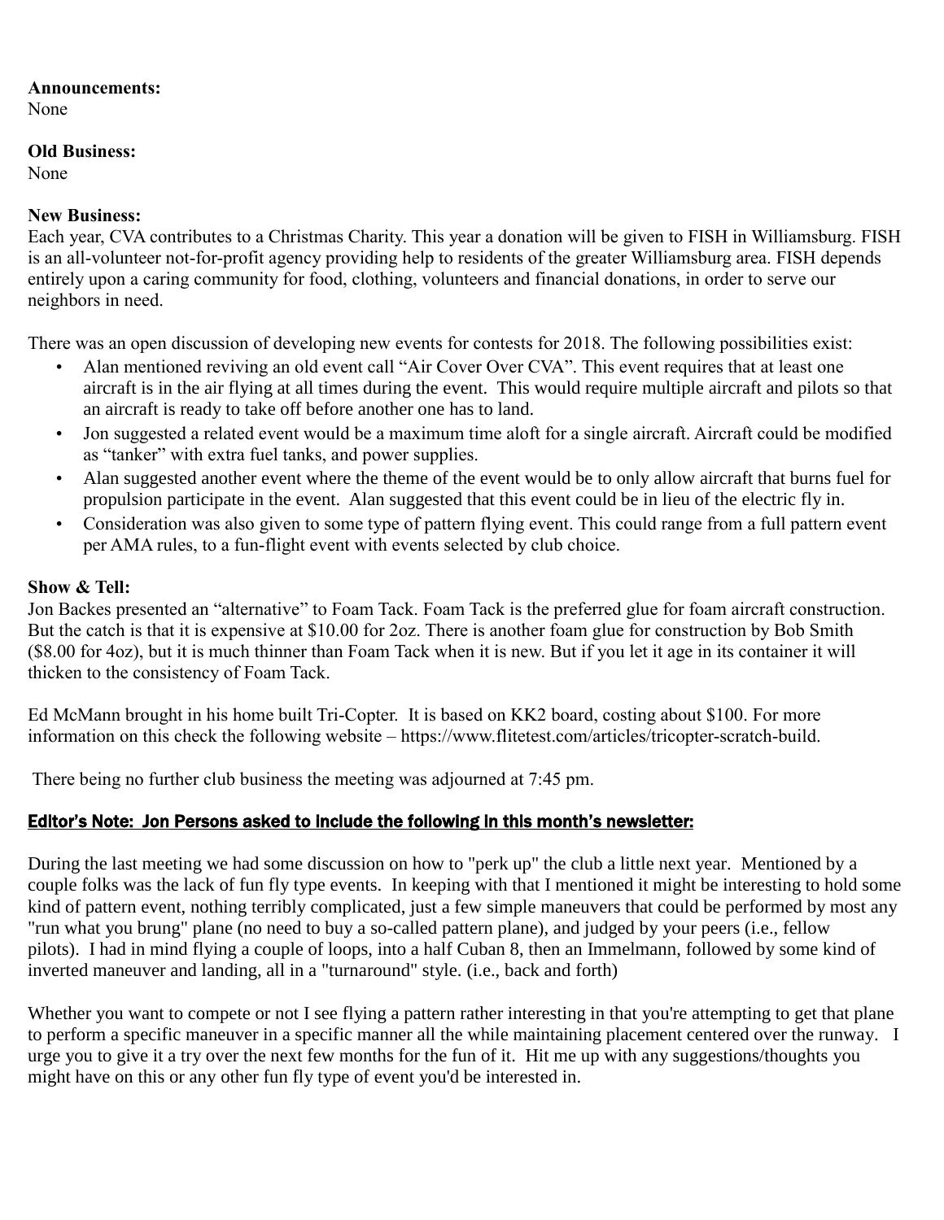**Announcements:**
None

**Old Business:**
None

**New Business:**
Each year, CVA contributes to a Christmas Charity. This year a donation will be given to FISH in Williamsburg. FISH is an all-volunteer not-for-profit agency providing help to residents of the greater Williamsburg area. FISH depends entirely upon a caring community for food, clothing, volunteers and financial donations, in order to serve our neighbors in need.

There was an open discussion of developing new events for contests for 2018. The following possibilities exist:

- Alan mentioned reviving an old event call "Air Cover Over CVA". This event requires that at least one aircraft is in the air flying at all times during the event. This would require multiple aircraft and pilots so that an aircraft is ready to take off before another one has to land.
- Jon suggested a related event would be a maximum time aloft for a single aircraft. Aircraft could be modified as "tanker" with extra fuel tanks, and power supplies.
- Alan suggested another event where the theme of the event would be to only allow aircraft that burns fuel for propulsion participate in the event. Alan suggested that this event could be in lieu of the electric fly in.
- Consideration was also given to some type of pattern flying event. This could range from a full pattern event per AMA rules, to a fun-flight event with events selected by club choice.

**Show & Tell:**
Jon Backes presented an "alternative" to Foam Tack. Foam Tack is the preferred glue for foam aircraft construction. But the catch is that it is expensive at $10.00 for 2oz. There is another foam glue for construction by Bob Smith ($8.00 for 4oz), but it is much thinner than Foam Tack when it is new. But if you let it age in its container it will thicken to the consistency of Foam Tack.

Ed McMann brought in his home built Tri-Copter. It is based on KK2 board, costing about $100. For more information on this check the following website – https://www.flitetest.com/articles/tricopter-scratch-build.

There being no further club business the meeting was adjourned at 7:45 pm.

**Editor's Note: Jon Persons asked to include the following in this month's newsletter:**

During the last meeting we had some discussion on how to "perk up" the club a little next year. Mentioned by a couple folks was the lack of fun fly type events. In keeping with that I mentioned it might be interesting to hold some kind of pattern event, nothing terribly complicated, just a few simple maneuvers that could be performed by most any "run what you brung" plane (no need to buy a so-called pattern plane), and judged by your peers (i.e., fellow pilots). I had in mind flying a couple of loops, into a half Cuban 8, then an Immelmann, followed by some kind of inverted maneuver and landing, all in a "turnaround" style. (i.e., back and forth)

Whether you want to compete or not I see flying a pattern rather interesting in that you're attempting to get that plane to perform a specific maneuver in a specific manner all the while maintaining placement centered over the runway. I urge you to give it a try over the next few months for the fun of it. Hit me up with any suggestions/thoughts you might have on this or any other fun fly type of event you'd be interested in.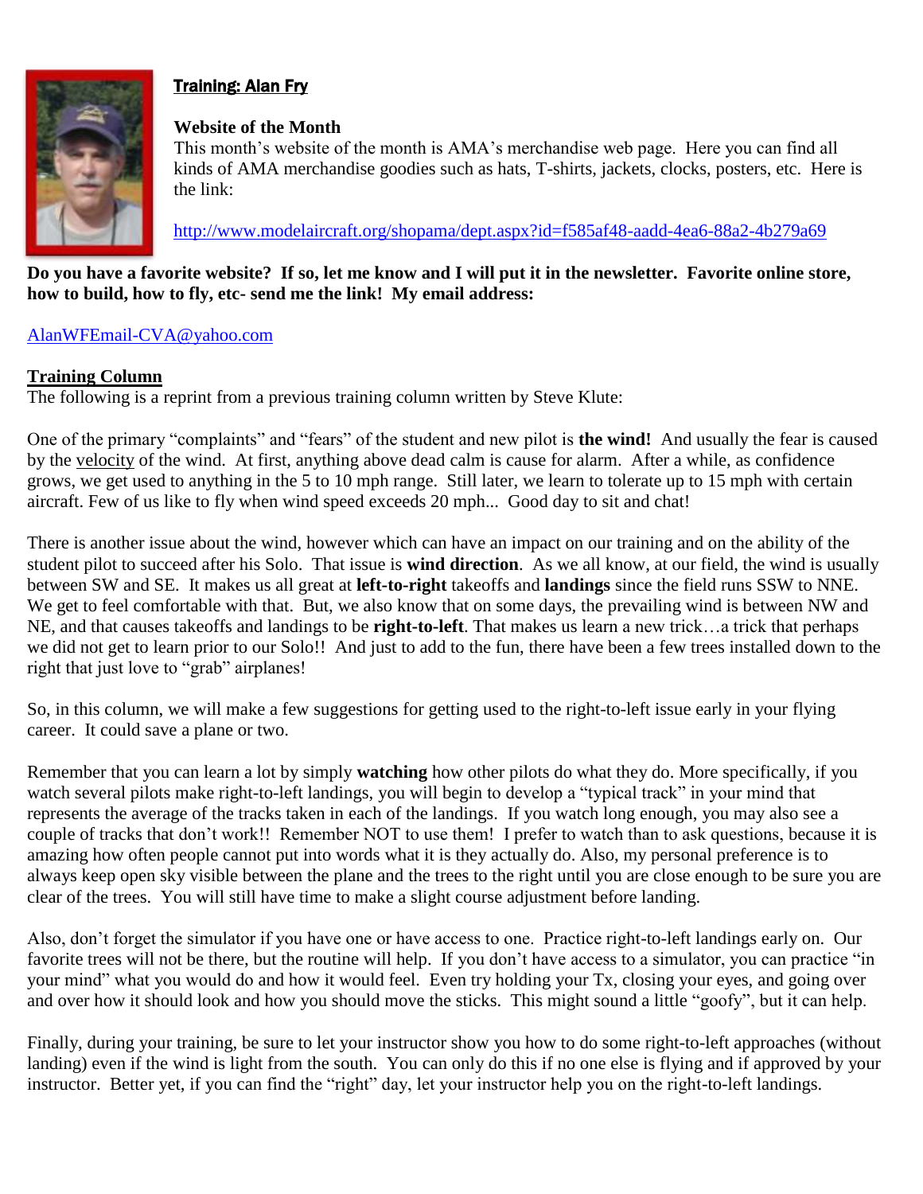## Training: Alan Fry

**Website of the Month**

This month's website of the month is AMA's merchandise web page. Here you can find all kinds of AMA merchandise goodies such as hats, T-shirts, jackets, clocks, posters, etc. Here is the link:

http://www.modelaircraft.org/shopama/dept.aspx?id=f585af48-aadd-4ea6-88a2-4b279a69

**Do you have a favorite website? If so, let me know and I will put it in the newsletter. Favorite online store, how to build, how to fly, etc- send me the link! My email address:**

AlanWFEmail-CVA@yahoo.com

**Training Column**

The following is a reprint from a previous training column written by Steve Klute:

One of the primary "complaints" and "fears" of the student and new pilot is **the wind!** And usually the fear is caused by the velocity of the wind. At first, anything above dead calm is cause for alarm. After a while, as confidence grows, we get used to anything in the 5 to 10 mph range. Still later, we learn to tolerate up to 15 mph with certain aircraft. Few of us like to fly when wind speed exceeds 20 mph... Good day to sit and chat!

There is another issue about the wind, however which can have an impact on our training and on the ability of the student pilot to succeed after his Solo. That issue is **wind direction**. As we all know, at our field, the wind is usually between SW and SE. It makes us all great at **left-to-right** takeoffs and **landings** since the field runs SSW to NNE. We get to feel comfortable with that. But, we also know that on some days, the prevailing wind is between NW and NE, and that causes takeoffs and landings to be **right-to-left**. That makes us learn a new trick…a trick that perhaps we did not get to learn prior to our Solo!! And just to add to the fun, there have been a few trees installed down to the right that just love to "grab" airplanes!

So, in this column, we will make a few suggestions for getting used to the right-to-left issue early in your flying career. It could save a plane or two.

Remember that you can learn a lot by simply **watching** how other pilots do what they do. More specifically, if you watch several pilots make right-to-left landings, you will begin to develop a "typical track" in your mind that represents the average of the tracks taken in each of the landings. If you watch long enough, you may also see a couple of tracks that don't work!! Remember NOT to use them! I prefer to watch than to ask questions, because it is amazing how often people cannot put into words what it is they actually do. Also, my personal preference is to always keep open sky visible between the plane and the trees to the right until you are close enough to be sure you are clear of the trees. You will still have time to make a slight course adjustment before landing.

Also, don't forget the simulator if you have one or have access to one. Practice right-to-left landings early on. Our favorite trees will not be there, but the routine will help. If you don't have access to a simulator, you can practice "in your mind" what you would do and how it would feel. Even try holding your Tx, closing your eyes, and going over and over how it should look and how you should move the sticks. This might sound a little "goofy", but it can help.

Finally, during your training, be sure to let your instructor show you how to do some right-to-left approaches (without landing) even if the wind is light from the south. You can only do this if no one else is flying and if approved by your instructor. Better yet, if you can find the "right" day, let your instructor help you on the right-to-left landings.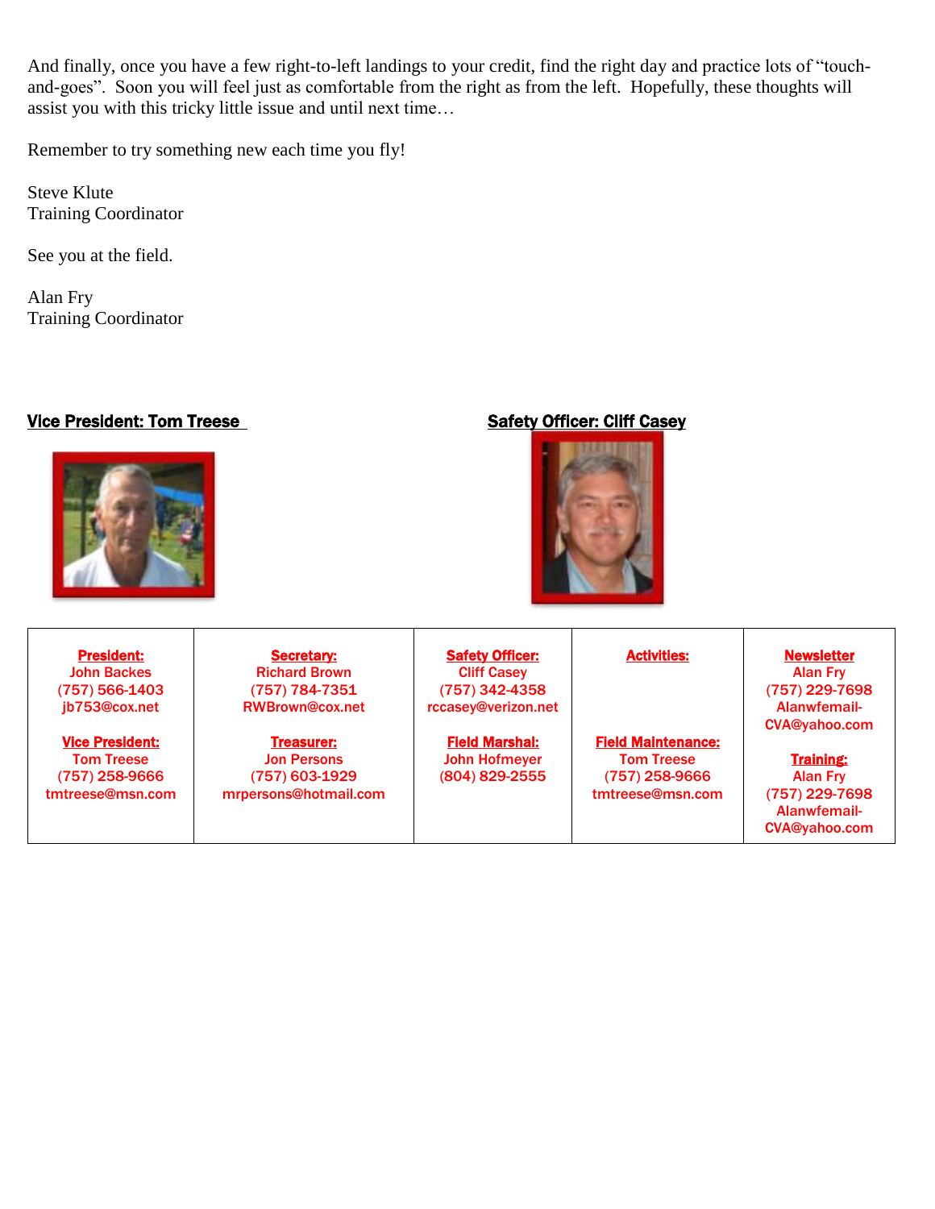And finally, once you have a few right-to-left landings to your credit, find the right day and practice lots of "touch-and-goes". Soon you will feel just as comfortable from the right as from the left. Hopefully, these thoughts will assist you with this tricky little issue and until next time…

Remember to try something new each time you fly!

Steve Klute
Training Coordinator

See you at the field.

Alan Fry
Training Coordinator

**Vice President: Tom Treese**

**Safety Officer: Cliff Casey**

| | | | | |
|---|---|---|---|---|
| **President:**<br>John Backes<br>(757) 566-1403<br>jb753@cox.net<br><br>**Vice President:**<br>Tom Treese<br>(757) 258-9666<br>tmtreese@msn.com | **Secretary:**<br>Richard Brown<br>(757) 784-7351<br>RWBrown@cox.net<br><br>**Treasurer:**<br>Jon Persons<br>(757) 603-1929<br>mrpersons@hotmail.com | **Safety Officer:**<br>Cliff Casey<br>(757) 342-4358<br>rccasey@verizon.net<br><br>**Field Marshal:**<br>John Hofmeyer<br>(804) 829-2555 | **Activities:**<br><br><br><br><br>**Field Maintenance:**<br>Tom Treese<br>(757) 258-9666<br>tmtreese@msn.com | **Newsletter**<br>Alan Fry<br>(757) 229-7698<br>Alanwfemail-CVA@yahoo.com<br><br>**Training:**<br>Alan Fry<br>(757) 229-7698<br>Alanwfemail-CVA@yahoo.com |